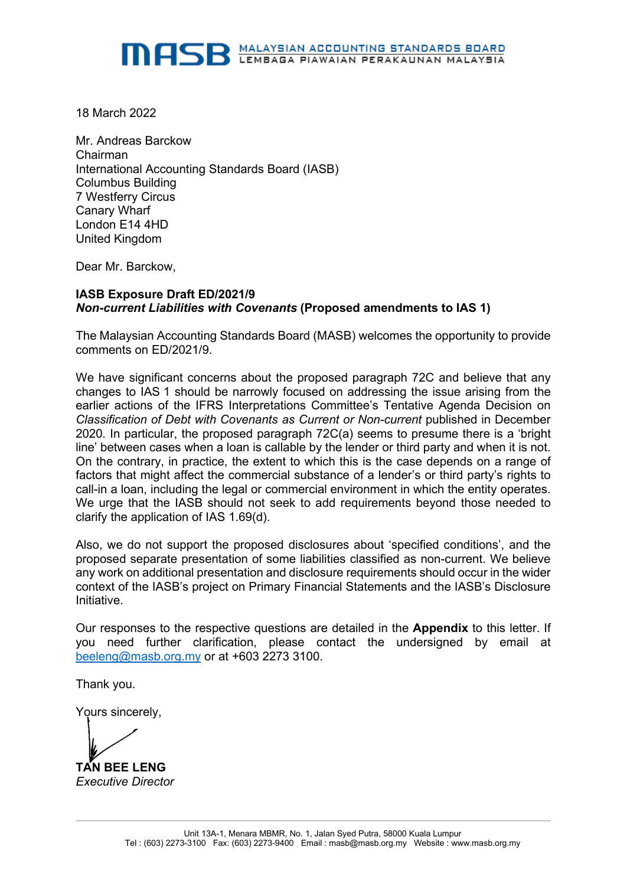**MASB** MALAYSIAN ACCOUNTING STANDARDS BOARD
LEMBAGA PIAWAIAN PERAKAUNAN MALAYSIA

18 March 2022

Mr. Andreas Barckow
Chairman
International Accounting Standards Board (IASB)
Columbus Building
7 Westferry Circus
Canary Wharf
London E14 4HD
United Kingdom

Dear Mr. Barckow,

**IASB Exposure Draft ED/2021/9**
***Non-current Liabilities with Covenants* (Proposed amendments to IAS 1)**

The Malaysian Accounting Standards Board (MASB) welcomes the opportunity to provide comments on ED/2021/9.

We have significant concerns about the proposed paragraph 72C and believe that any changes to IAS 1 should be narrowly focused on addressing the issue arising from the earlier actions of the IFRS Interpretations Committee's Tentative Agenda Decision on *Classification of Debt with Covenants as Current or Non-current* published in December 2020. In particular, the proposed paragraph 72C(a) seems to presume there is a 'bright line' between cases when a loan is callable by the lender or third party and when it is not. On the contrary, in practice, the extent to which this is the case depends on a range of factors that might affect the commercial substance of a lender's or third party's rights to call-in a loan, including the legal or commercial environment in which the entity operates. We urge that the IASB should not seek to add requirements beyond those needed to clarify the application of IAS 1.69(d).

Also, we do not support the proposed disclosures about 'specified conditions', and the proposed separate presentation of some liabilities classified as non-current. We believe any work on additional presentation and disclosure requirements should occur in the wider context of the IASB's project on Primary Financial Statements and the IASB's Disclosure Initiative.

Our responses to the respective questions are detailed in the **Appendix** to this letter. If you need further clarification, please contact the undersigned by email at beeleng@masb.org.my or at +603 2273 3100.

Thank you.

Yours sincerely,

**TAN BEE LENG**
*Executive Director*

Unit 13A-1, Menara MBMR, No. 1, Jalan Syed Putra, 58000 Kuala Lumpur
Tel : (603) 2273-3100 Fax: (603) 2273-9400 Email : masb@masb.org.my Website : www.masb.org.my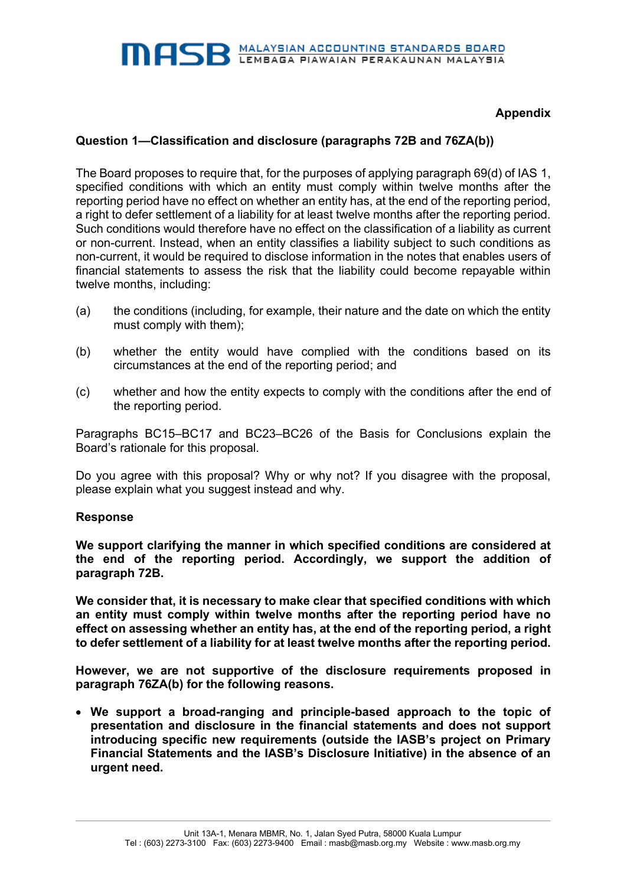**Appendix**

### Question 1—Classification and disclosure (paragraphs 72B and 76ZA(b))

The Board proposes to require that, for the purposes of applying paragraph 69(d) of IAS 1, specified conditions with which an entity must comply within twelve months after the reporting period have no effect on whether an entity has, at the end of the reporting period, a right to defer settlement of a liability for at least twelve months after the reporting period. Such conditions would therefore have no effect on the classification of a liability as current or non-current. Instead, when an entity classifies a liability subject to such conditions as non-current, it would be required to disclose information in the notes that enables users of financial statements to assess the risk that the liability could become repayable within twelve months, including:

(a) the conditions (including, for example, their nature and the date on which the entity must comply with them);

(b) whether the entity would have complied with the conditions based on its circumstances at the end of the reporting period; and

(c) whether and how the entity expects to comply with the conditions after the end of the reporting period.

Paragraphs BC15–BC17 and BC23–BC26 of the Basis for Conclusions explain the Board's rationale for this proposal.

Do you agree with this proposal? Why or why not? If you disagree with the proposal, please explain what you suggest instead and why.

**Response**

**We support clarifying the manner in which specified conditions are considered at the end of the reporting period. Accordingly, we support the addition of paragraph 72B.**

**We consider that, it is necessary to make clear that specified conditions with which an entity must comply within twelve months after the reporting period have no effect on assessing whether an entity has, at the end of the reporting period, a right to defer settlement of a liability for at least twelve months after the reporting period.**

**However, we are not supportive of the disclosure requirements proposed in paragraph 76ZA(b) for the following reasons.**

- **We support a broad-ranging and principle-based approach to the topic of presentation and disclosure in the financial statements and does not support introducing specific new requirements (outside the IASB's project on Primary Financial Statements and the IASB's Disclosure Initiative) in the absence of an urgent need.**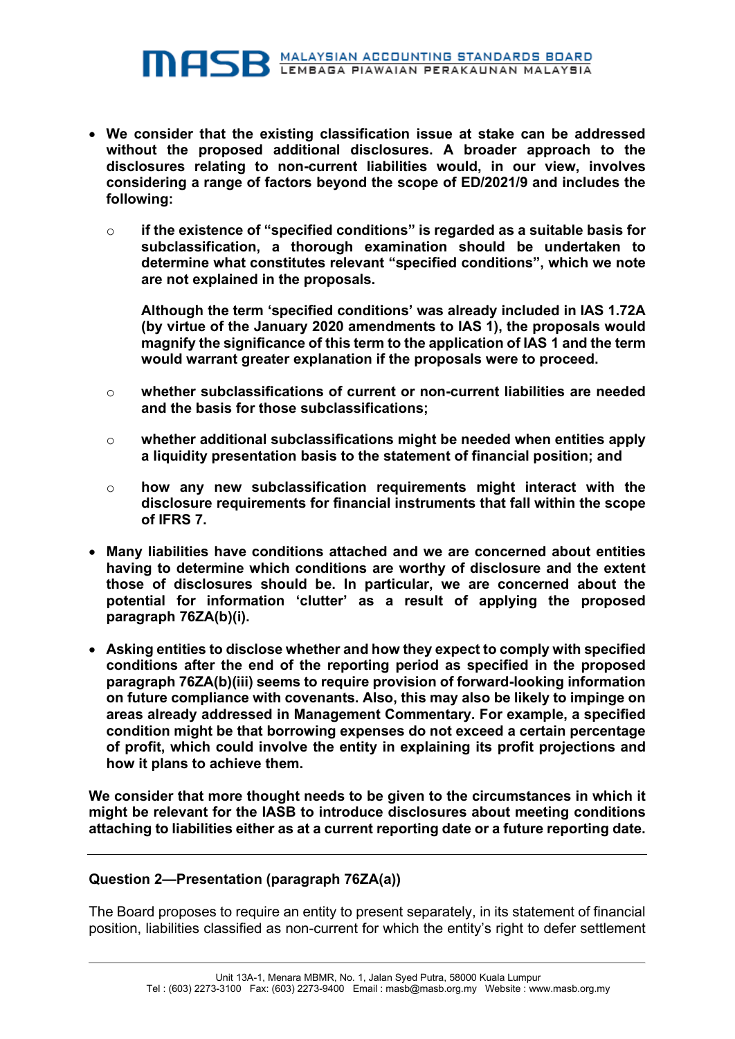- **We consider that the existing classification issue at stake can be addressed without the proposed additional disclosures. A broader approach to the disclosures relating to non-current liabilities would, in our view, involves considering a range of factors beyond the scope of ED/2021/9 and includes the following:**
  - **if the existence of "specified conditions" is regarded as a suitable basis for subclassification, a thorough examination should be undertaken to determine what constitutes relevant "specified conditions", which we note are not explained in the proposals.**

    **Although the term 'specified conditions' was already included in IAS 1.72A (by virtue of the January 2020 amendments to IAS 1), the proposals would magnify the significance of this term to the application of IAS 1 and the term would warrant greater explanation if the proposals were to proceed.**
  - **whether subclassifications of current or non-current liabilities are needed and the basis for those subclassifications;**
  - **whether additional subclassifications might be needed when entities apply a liquidity presentation basis to the statement of financial position; and**
  - **how any new subclassification requirements might interact with the disclosure requirements for financial instruments that fall within the scope of IFRS 7.**
- **Many liabilities have conditions attached and we are concerned about entities having to determine which conditions are worthy of disclosure and the extent those of disclosures should be. In particular, we are concerned about the potential for information 'clutter' as a result of applying the proposed paragraph 76ZA(b)(i).**
- **Asking entities to disclose whether and how they expect to comply with specified conditions after the end of the reporting period as specified in the proposed paragraph 76ZA(b)(iii) seems to require provision of forward-looking information on future compliance with covenants. Also, this may also be likely to impinge on areas already addressed in Management Commentary. For example, a specified condition might be that borrowing expenses do not exceed a certain percentage of profit, which could involve the entity in explaining its profit projections and how it plans to achieve them.**

**We consider that more thought needs to be given to the circumstances in which it might be relevant for the IASB to introduce disclosures about meeting conditions attaching to liabilities either as at a current reporting date or a future reporting date.**

---

### Question 2—Presentation (paragraph 76ZA(a))

The Board proposes to require an entity to present separately, in its statement of financial position, liabilities classified as non-current for which the entity's right to defer settlement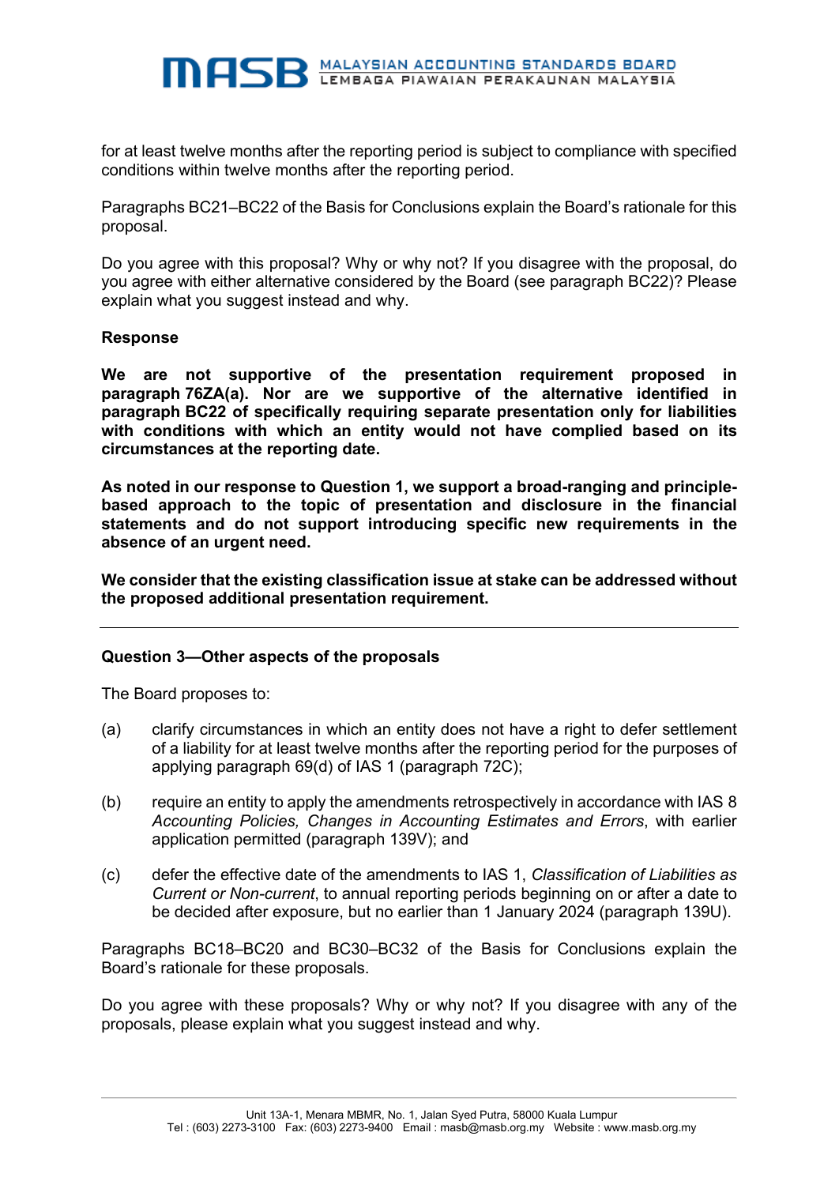for at least twelve months after the reporting period is subject to compliance with specified conditions within twelve months after the reporting period.

Paragraphs BC21–BC22 of the Basis for Conclusions explain the Board's rationale for this proposal.

Do you agree with this proposal? Why or why not? If you disagree with the proposal, do you agree with either alternative considered by the Board (see paragraph BC22)? Please explain what you suggest instead and why.

**Response**

**We are not supportive of the presentation requirement proposed in paragraph 76ZA(a). Nor are we supportive of the alternative identified in paragraph BC22 of specifically requiring separate presentation only for liabilities with conditions with which an entity would not have complied based on its circumstances at the reporting date.**

**As noted in our response to Question 1, we support a broad-ranging and principle-based approach to the topic of presentation and disclosure in the financial statements and do not support introducing specific new requirements in the absence of an urgent need.**

**We consider that the existing classification issue at stake can be addressed without the proposed additional presentation requirement.**

---

**Question 3—Other aspects of the proposals**

The Board proposes to:

(a) clarify circumstances in which an entity does not have a right to defer settlement of a liability for at least twelve months after the reporting period for the purposes of applying paragraph 69(d) of IAS 1 (paragraph 72C);

(b) require an entity to apply the amendments retrospectively in accordance with IAS 8 *Accounting Policies, Changes in Accounting Estimates and Errors*, with earlier application permitted (paragraph 139V); and

(c) defer the effective date of the amendments to IAS 1, *Classification of Liabilities as Current or Non-current*, to annual reporting periods beginning on or after a date to be decided after exposure, but no earlier than 1 January 2024 (paragraph 139U).

Paragraphs BC18–BC20 and BC30–BC32 of the Basis for Conclusions explain the Board's rationale for these proposals.

Do you agree with these proposals? Why or why not? If you disagree with any of the proposals, please explain what you suggest instead and why.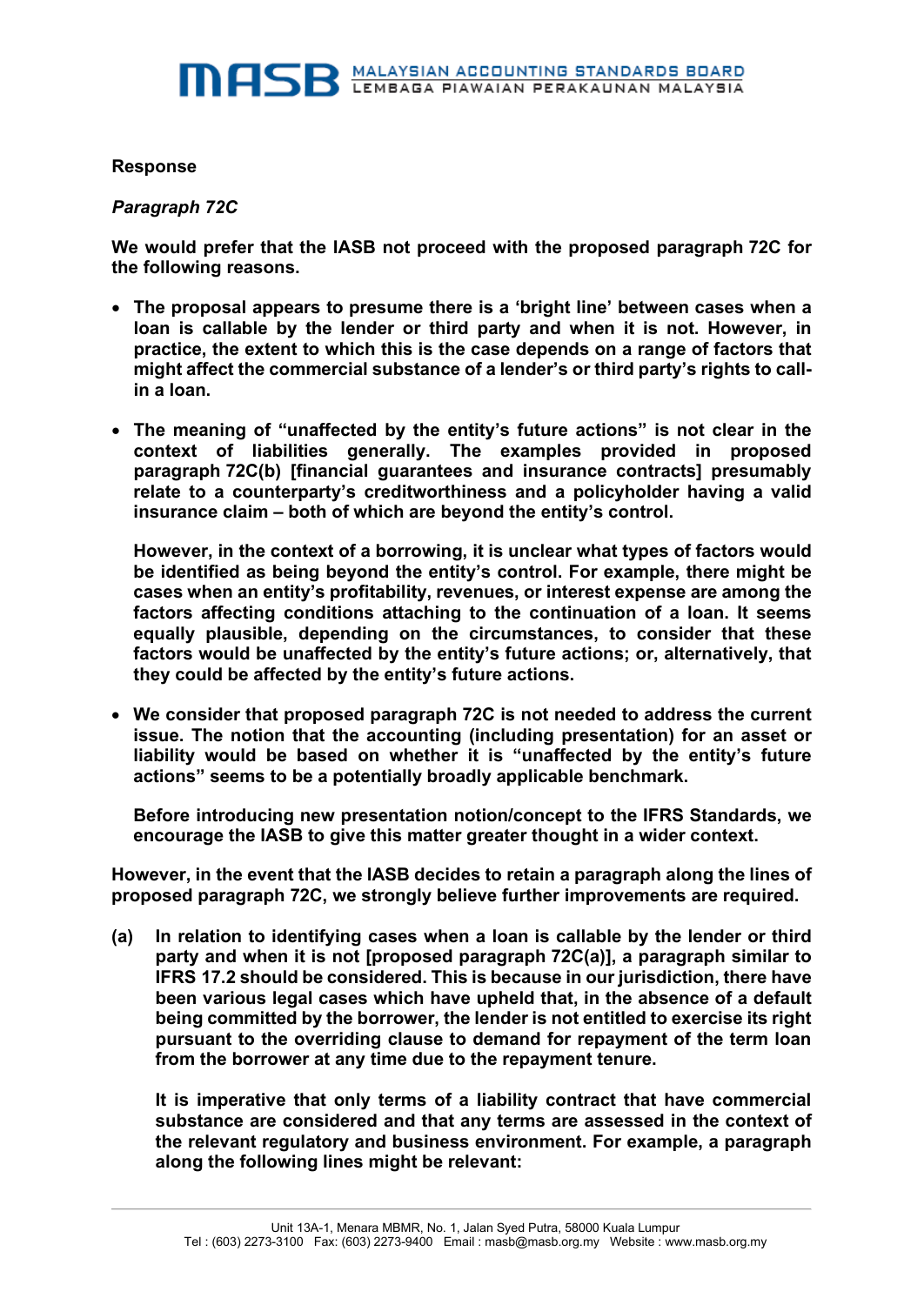**Response**

***Paragraph 72C***

**We would prefer that the IASB not proceed with the proposed paragraph 72C for the following reasons.**

- **The proposal appears to presume there is a 'bright line' between cases when a loan is callable by the lender or third party and when it is not. However, in practice, the extent to which this is the case depends on a range of factors that might affect the commercial substance of a lender's or third party's rights to call-in a loan.**
- **The meaning of "unaffected by the entity's future actions" is not clear in the context of liabilities generally. The examples provided in proposed paragraph 72C(b) [financial guarantees and insurance contracts] presumably relate to a counterparty's creditworthiness and a policyholder having a valid insurance claim – both of which are beyond the entity's control.**

  **However, in the context of a borrowing, it is unclear what types of factors would be identified as being beyond the entity's control. For example, there might be cases when an entity's profitability, revenues, or interest expense are among the factors affecting conditions attaching to the continuation of a loan. It seems equally plausible, depending on the circumstances, to consider that these factors would be unaffected by the entity's future actions; or, alternatively, that they could be affected by the entity's future actions.**
- **We consider that proposed paragraph 72C is not needed to address the current issue. The notion that the accounting (including presentation) for an asset or liability would be based on whether it is "unaffected by the entity's future actions" seems to be a potentially broadly applicable benchmark.**

  **Before introducing new presentation notion/concept to the IFRS Standards, we encourage the IASB to give this matter greater thought in a wider context.**

**However, in the event that the IASB decides to retain a paragraph along the lines of proposed paragraph 72C, we strongly believe further improvements are required.**

**(a) In relation to identifying cases when a loan is callable by the lender or third party and when it is not [proposed paragraph 72C(a)], a paragraph similar to IFRS 17.2 should be considered. This is because in our jurisdiction, there have been various legal cases which have upheld that, in the absence of a default being committed by the borrower, the lender is not entitled to exercise its right pursuant to the overriding clause to demand for repayment of the term loan from the borrower at any time due to the repayment tenure.**

**It is imperative that only terms of a liability contract that have commercial substance are considered and that any terms are assessed in the context of the relevant regulatory and business environment. For example, a paragraph along the following lines might be relevant:**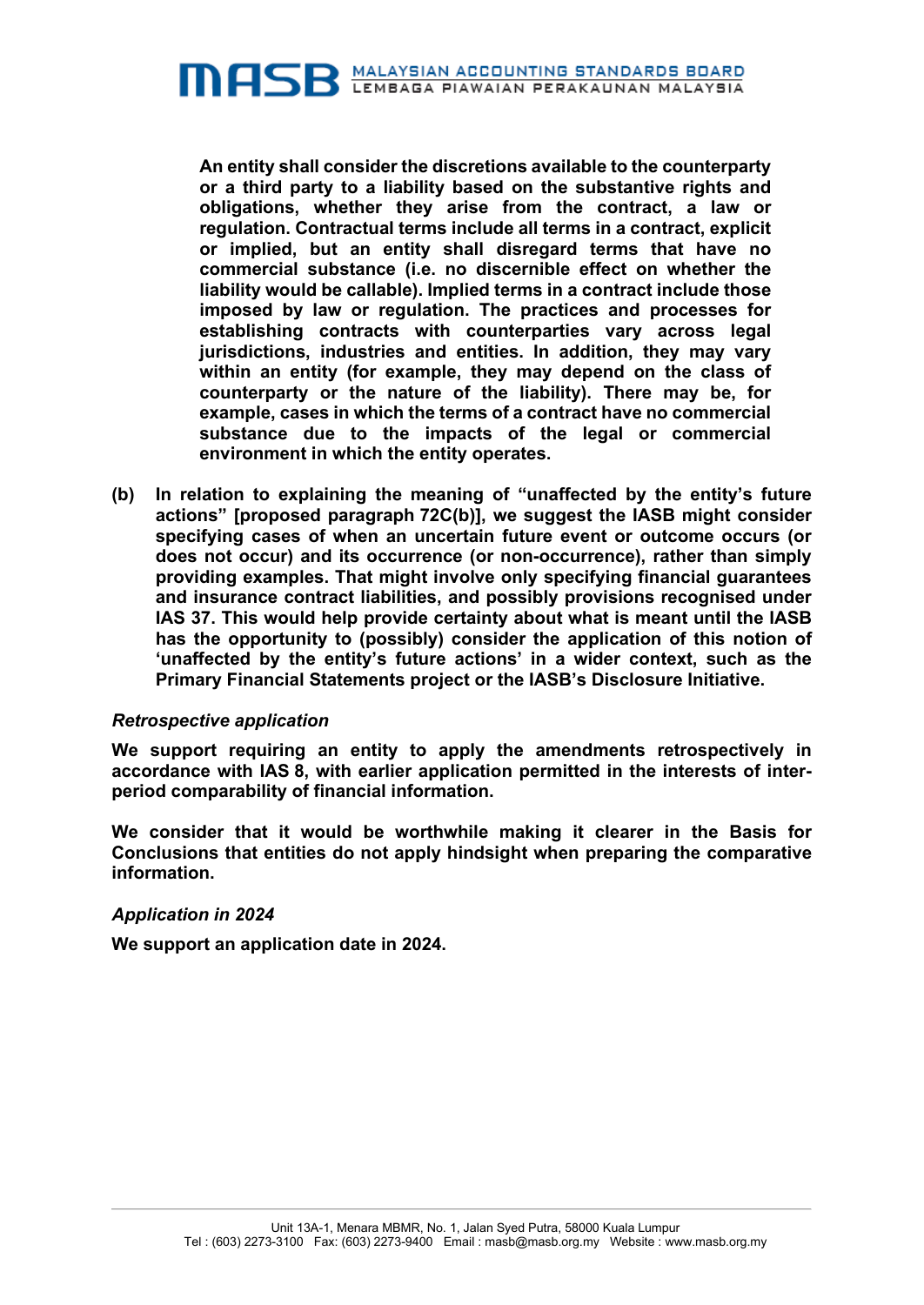**An entity shall consider the discretions available to the counterparty or a third party to a liability based on the substantive rights and obligations, whether they arise from the contract, a law or regulation. Contractual terms include all terms in a contract, explicit or implied, but an entity shall disregard terms that have no commercial substance (i.e. no discernible effect on whether the liability would be callable). Implied terms in a contract include those imposed by law or regulation. The practices and processes for establishing contracts with counterparties vary across legal jurisdictions, industries and entities. In addition, they may vary within an entity (for example, they may depend on the class of counterparty or the nature of the liability). There may be, for example, cases in which the terms of a contract have no commercial substance due to the impacts of the legal or commercial environment in which the entity operates.**

**(b) In relation to explaining the meaning of "unaffected by the entity's future actions" [proposed paragraph 72C(b)], we suggest the IASB might consider specifying cases of when an uncertain future event or outcome occurs (or does not occur) and its occurrence (or non-occurrence), rather than simply providing examples. That might involve only specifying financial guarantees and insurance contract liabilities, and possibly provisions recognised under IAS 37. This would help provide certainty about what is meant until the IASB has the opportunity to (possibly) consider the application of this notion of 'unaffected by the entity's future actions' in a wider context, such as the Primary Financial Statements project or the IASB's Disclosure Initiative.**

***Retrospective application***

**We support requiring an entity to apply the amendments retrospectively in accordance with IAS 8, with earlier application permitted in the interests of inter-period comparability of financial information.**

**We consider that it would be worthwhile making it clearer in the Basis for Conclusions that entities do not apply hindsight when preparing the comparative information.**

***Application in 2024***

**We support an application date in 2024.**